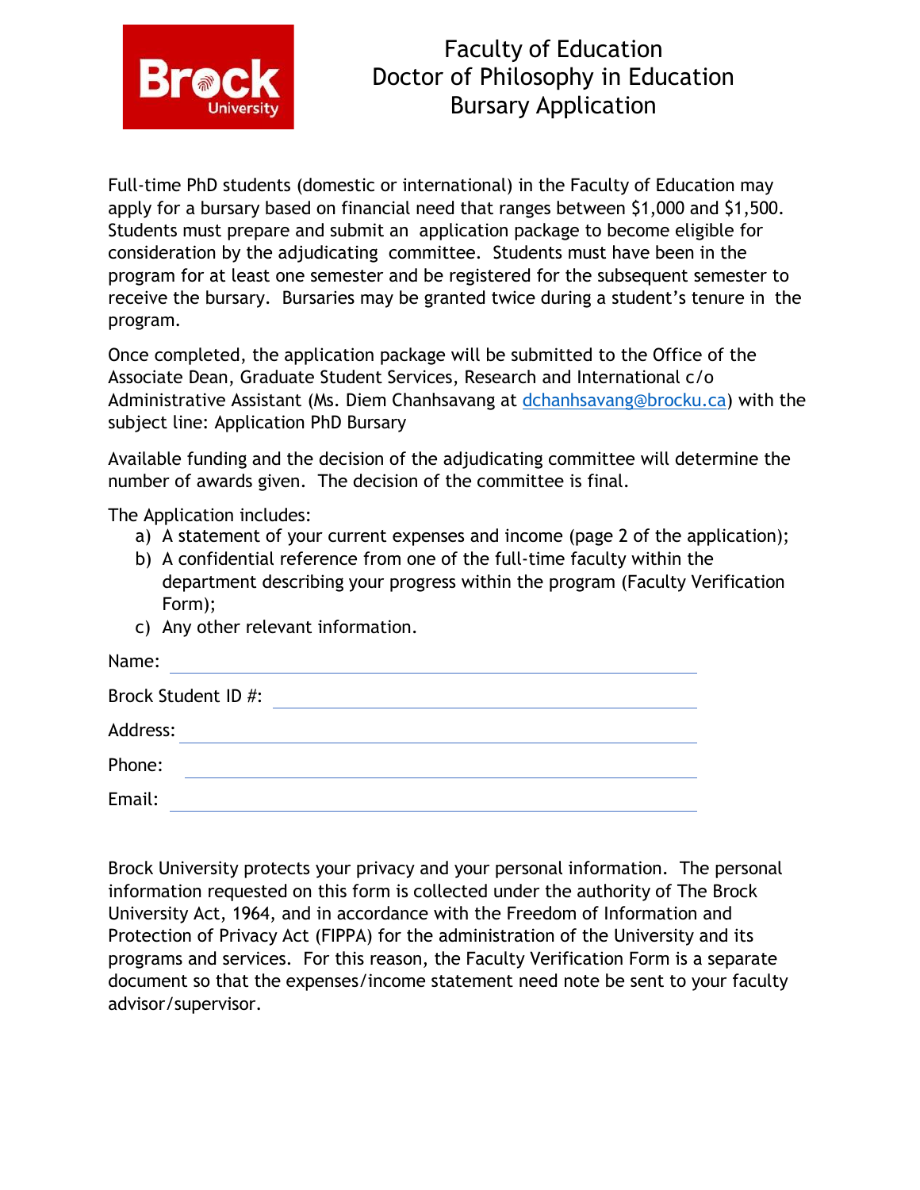# Faculty of Education
## Doctor of Philosophy in Education
## Bursary Application

Full-time PhD students (domestic or international) in the Faculty of Education may apply for a bursary based on financial need that ranges between $1,000 and $1,500. Students must prepare and submit an application package to become eligible for consideration by the adjudicating committee. Students must have been in the program for at least one semester and be registered for the subsequent semester to receive the bursary. Bursaries may be granted twice during a student's tenure in the program.

Once completed, the application package will be submitted to the Office of the Associate Dean, Graduate Student Services, Research and International c/o Administrative Assistant (Ms. Diem Chanhsavang at dchanhsavang@brocku.ca) with the subject line: Application PhD Bursary

Available funding and the decision of the adjudicating committee will determine the number of awards given. The decision of the committee is final.

The Application includes:

a) A statement of your current expenses and income (page 2 of the application);
b) A confidential reference from one of the full-time faculty within the department describing your progress within the program (Faculty Verification Form);
c) Any other relevant information.

Name: ______________________________

Brock Student ID #: ______________________________

Address: ______________________________

Phone: ______________________________

Email: ______________________________

Brock University protects your privacy and your personal information. The personal information requested on this form is collected under the authority of The Brock University Act, 1964, and in accordance with the Freedom of Information and Protection of Privacy Act (FIPPA) for the administration of the University and its programs and services. For this reason, the Faculty Verification Form is a separate document so that the expenses/income statement need note be sent to your faculty advisor/supervisor.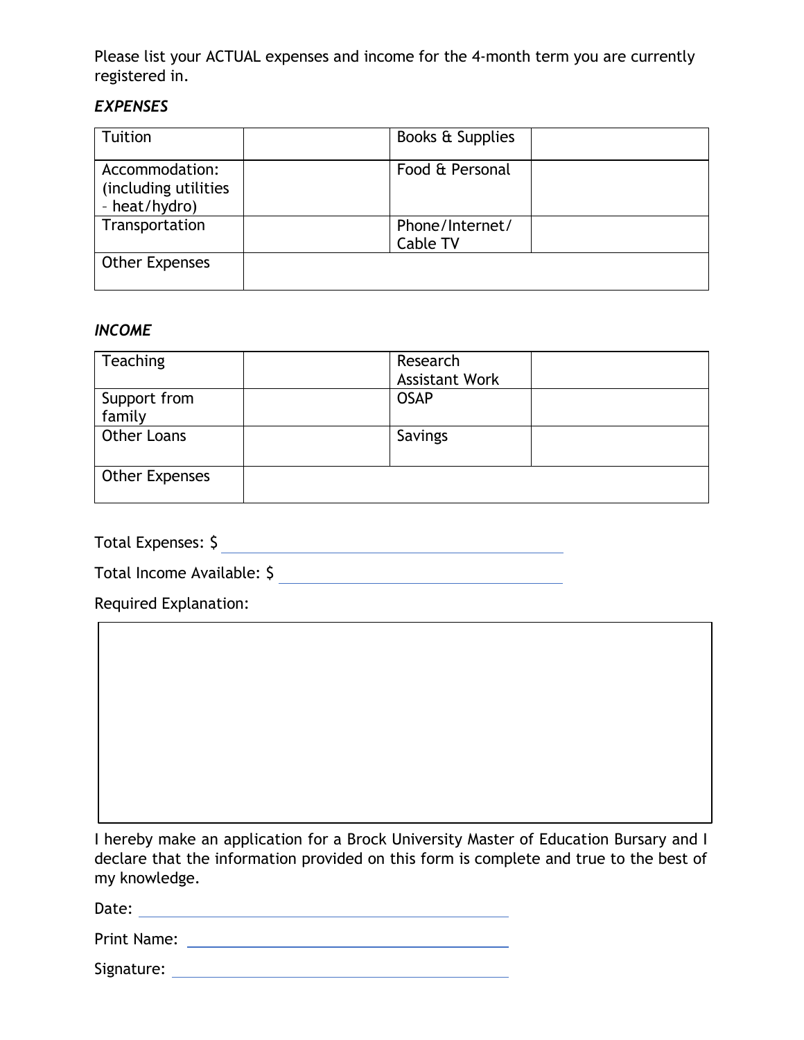Please list your ACTUAL expenses and income for the 4-month term you are currently registered in.

***EXPENSES***

| | | | |
|---|---|---|---|
| Tuition | | Books & Supplies | |
| Accommodation: (including utilities - heat/hydro) | | Food & Personal | |
| Transportation | | Phone/Internet/ Cable TV | |
| Other Expenses | | | |

***INCOME***

| | | | |
|---|---|---|---|
| Teaching | | Research Assistant Work | |
| Support from family | | OSAP | |
| Other Loans | | Savings | |
| Other Expenses | | | |

Total Expenses: $ ______________________________

Total Income Available: $ ______________________________

Required Explanation:

| |
|---|
| |

I hereby make an application for a Brock University Master of Education Bursary and I declare that the information provided on this form is complete and true to the best of my knowledge.

Date: ______________________________

Print Name: ______________________________

Signature: ______________________________